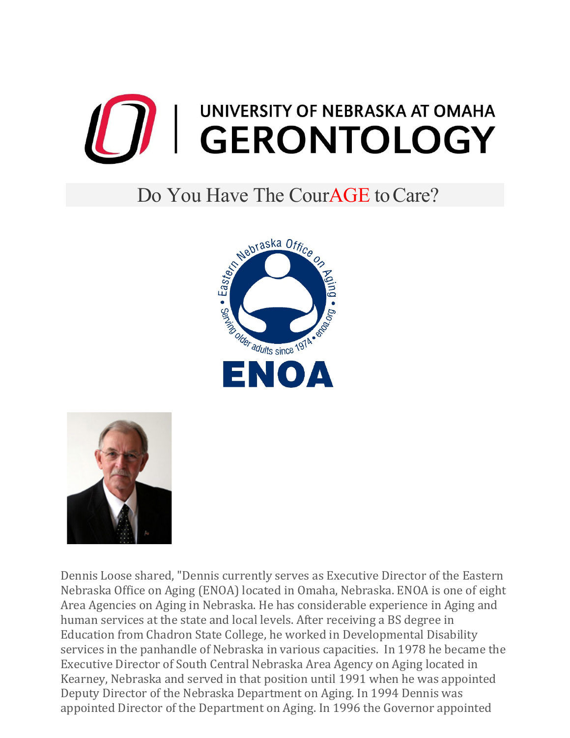# UNIVERSITY OF NEBRASKA AT OMAHA GERONTOLOGY

## Do You Have The CourAGE to Care?

Dennis Loose shared, "Dennis currently serves as Executive Director of the Eastern Nebraska Office on Aging (ENOA) located in Omaha, Nebraska. ENOA is one of eight Area Agencies on Aging in Nebraska. He has considerable experience in Aging and human services at the state and local levels. After receiving a BS degree in Education from Chadron State College, he worked in Developmental Disability services in the panhandle of Nebraska in various capacities. In 1978 he became the Executive Director of South Central Nebraska Area Agency on Aging located in Kearney, Nebraska and served in that position until 1991 when he was appointed Deputy Director of the Nebraska Department on Aging. In 1994 Dennis was appointed Director of the Department on Aging. In 1996 the Governor appointed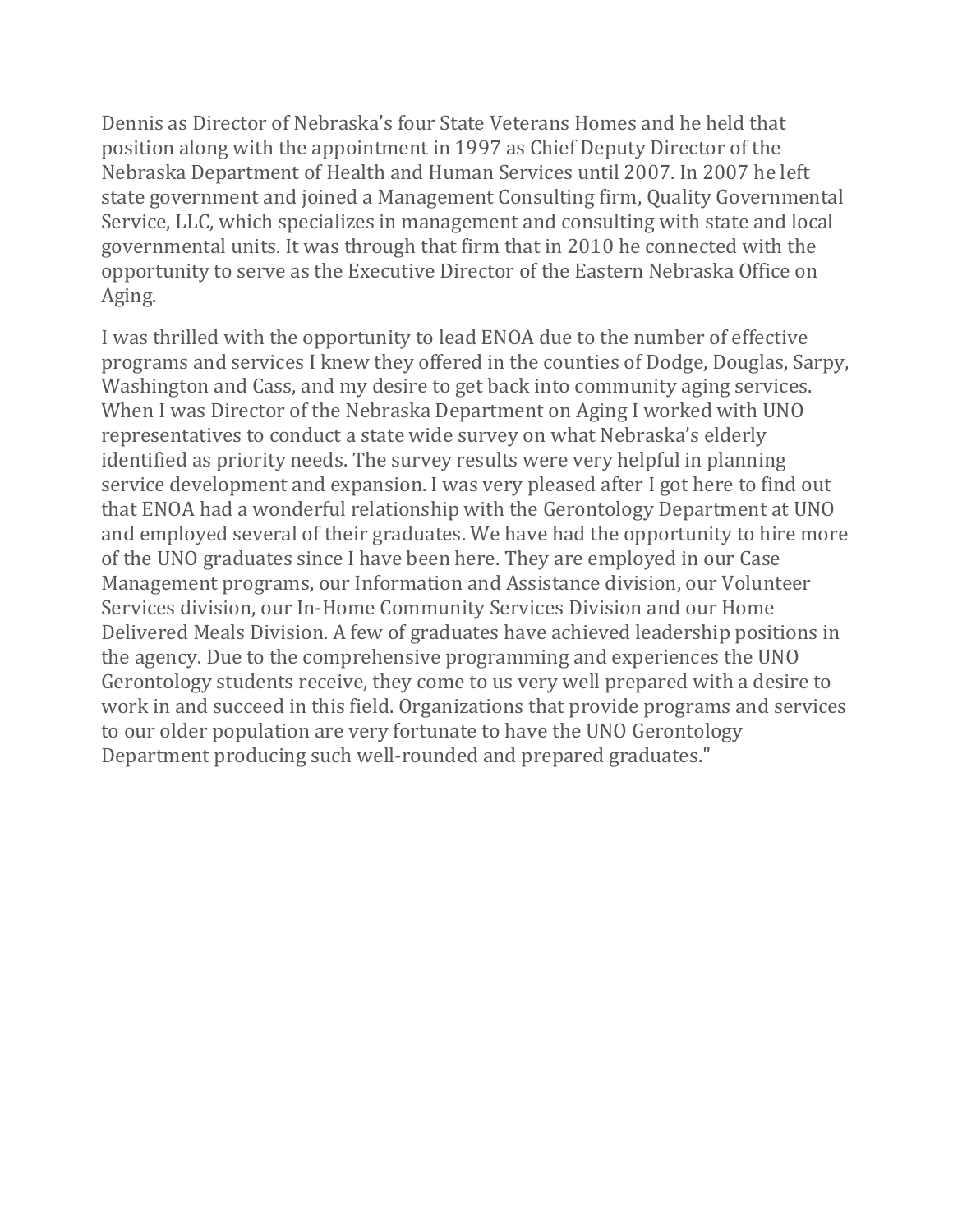Dennis as Director of Nebraska's four State Veterans Homes and he held that position along with the appointment in 1997 as Chief Deputy Director of the Nebraska Department of Health and Human Services until 2007. In 2007 he left state government and joined a Management Consulting firm, Quality Governmental Service, LLC, which specializes in management and consulting with state and local governmental units. It was through that firm that in 2010 he connected with the opportunity to serve as the Executive Director of the Eastern Nebraska Office on Aging.

I was thrilled with the opportunity to lead ENOA due to the number of effective programs and services I knew they offered in the counties of Dodge, Douglas, Sarpy, Washington and Cass, and my desire to get back into community aging services. When I was Director of the Nebraska Department on Aging I worked with UNO representatives to conduct a state wide survey on what Nebraska's elderly identified as priority needs. The survey results were very helpful in planning service development and expansion. I was very pleased after I got here to find out that ENOA had a wonderful relationship with the Gerontology Department at UNO and employed several of their graduates. We have had the opportunity to hire more of the UNO graduates since I have been here. They are employed in our Case Management programs, our Information and Assistance division, our Volunteer Services division, our In-Home Community Services Division and our Home Delivered Meals Division. A few of graduates have achieved leadership positions in the agency. Due to the comprehensive programming and experiences the UNO Gerontology students receive, they come to us very well prepared with a desire to work in and succeed in this field. Organizations that provide programs and services to our older population are very fortunate to have the UNO Gerontology Department producing such well-rounded and prepared graduates."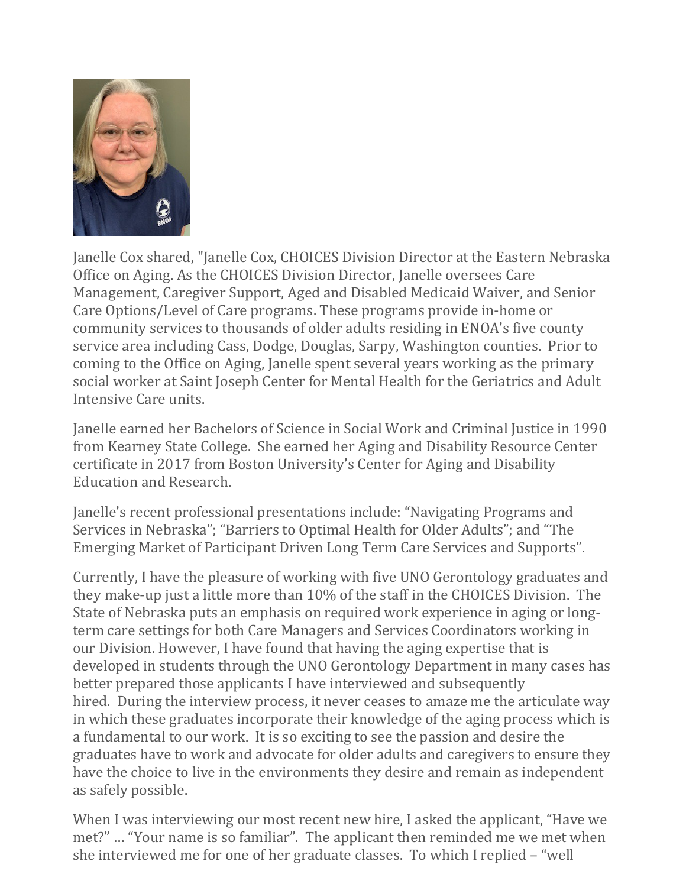Janelle Cox shared, "Janelle Cox, CHOICES Division Director at the Eastern Nebraska Office on Aging. As the CHOICES Division Director, Janelle oversees Care Management, Caregiver Support, Aged and Disabled Medicaid Waiver, and Senior Care Options/Level of Care programs. These programs provide in-home or community services to thousands of older adults residing in ENOA's five county service area including Cass, Dodge, Douglas, Sarpy, Washington counties. Prior to coming to the Office on Aging, Janelle spent several years working as the primary social worker at Saint Joseph Center for Mental Health for the Geriatrics and Adult Intensive Care units.

Janelle earned her Bachelors of Science in Social Work and Criminal Justice in 1990 from Kearney State College. She earned her Aging and Disability Resource Center certificate in 2017 from Boston University's Center for Aging and Disability Education and Research.

Janelle's recent professional presentations include: "Navigating Programs and Services in Nebraska"; "Barriers to Optimal Health for Older Adults"; and "The Emerging Market of Participant Driven Long Term Care Services and Supports".

Currently, I have the pleasure of working with five UNO Gerontology graduates and they make-up just a little more than 10% of the staff in the CHOICES Division. The State of Nebraska puts an emphasis on required work experience in aging or long-term care settings for both Care Managers and Services Coordinators working in our Division. However, I have found that having the aging expertise that is developed in students through the UNO Gerontology Department in many cases has better prepared those applicants I have interviewed and subsequently hired. During the interview process, it never ceases to amaze me the articulate way in which these graduates incorporate their knowledge of the aging process which is a fundamental to our work. It is so exciting to see the passion and desire the graduates have to work and advocate for older adults and caregivers to ensure they have the choice to live in the environments they desire and remain as independent as safely possible.

When I was interviewing our most recent new hire, I asked the applicant, "Have we met?" … "Your name is so familiar". The applicant then reminded me we met when she interviewed me for one of her graduate classes. To which I replied – "well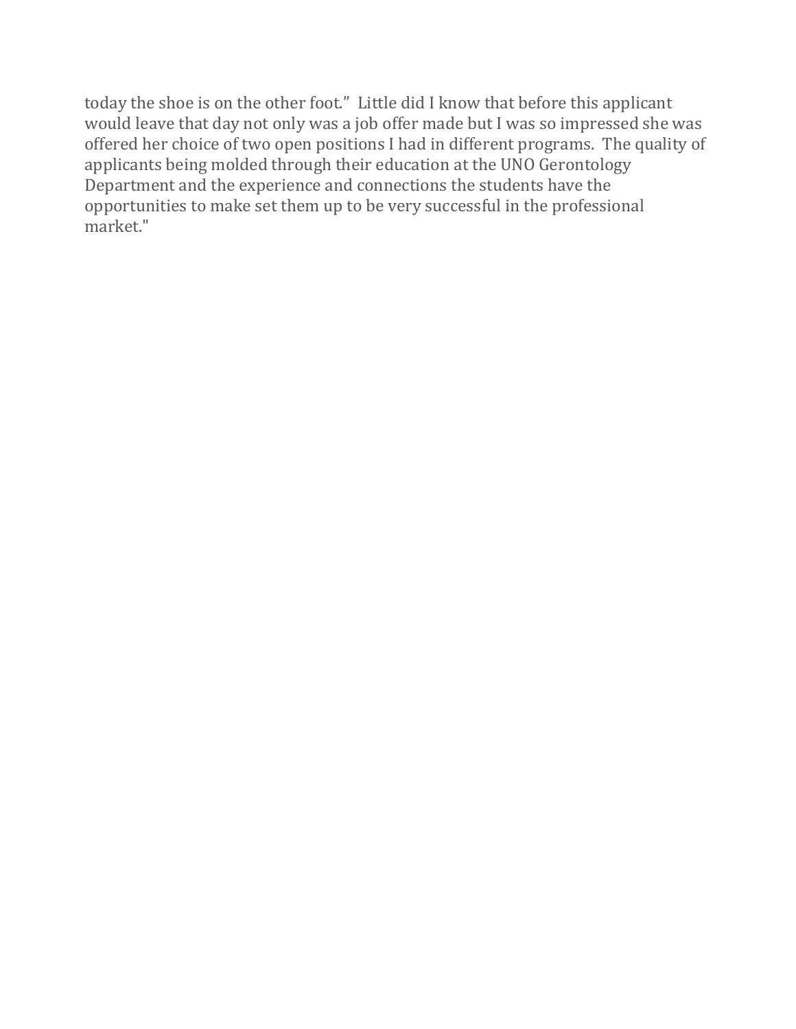today the shoe is on the other foot." Little did I know that before this applicant would leave that day not only was a job offer made but I was so impressed she was offered her choice of two open positions I had in different programs. The quality of applicants being molded through their education at the UNO Gerontology Department and the experience and connections the students have the opportunities to make set them up to be very successful in the professional market."